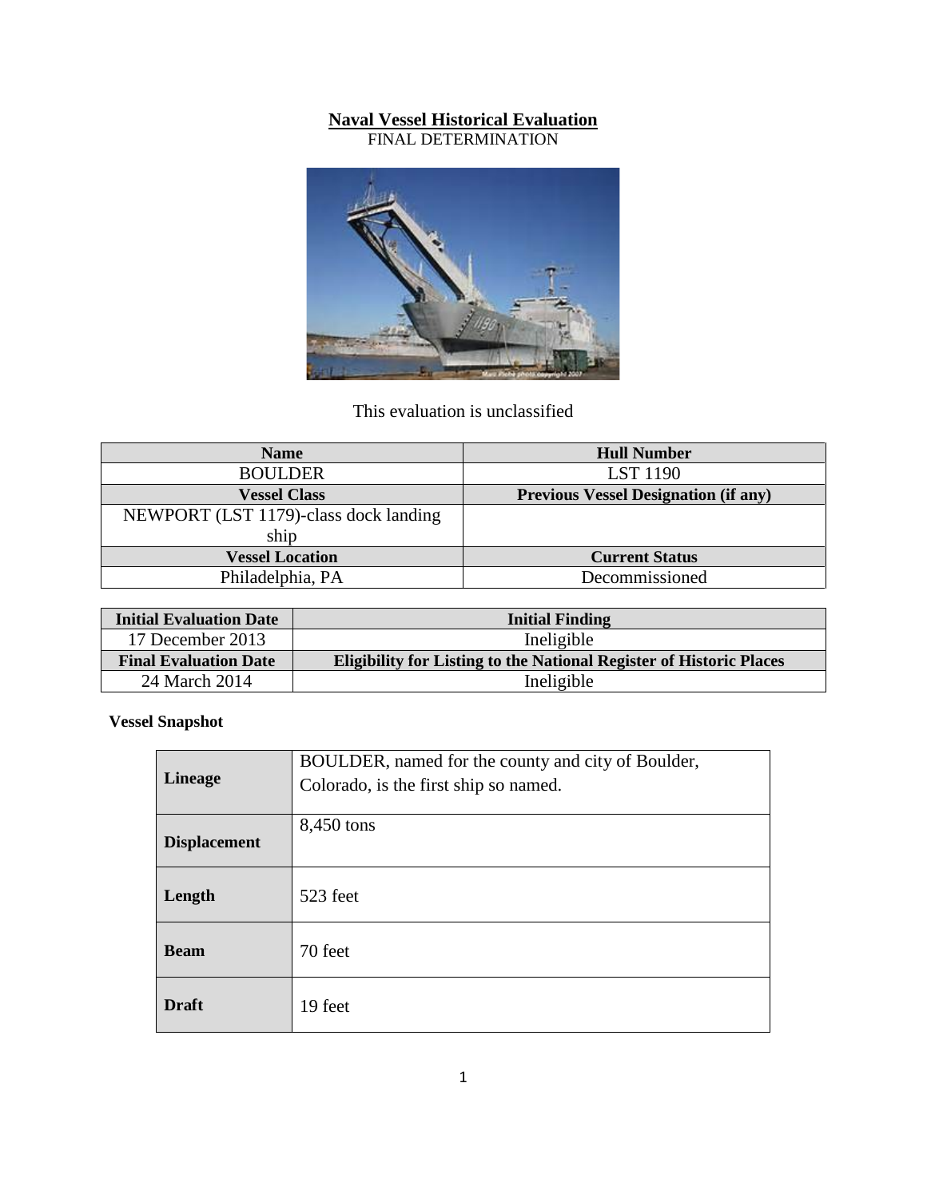# Naval Vessel Historical Evaluation

FINAL DETERMINATION

This evaluation is unclassified

| Name | Hull Number |
|---|---|
| BOULDER | LST 1190 |
| **Vessel Class** | **Previous Vessel Designation (if any)** |
| NEWPORT (LST 1179)-class dock landing ship | |
| **Vessel Location** | **Current Status** |
| Philadelphia, PA | Decommissioned |

| Initial Evaluation Date | Initial Finding |
|---|---|
| 17 December 2013 | Ineligible |
| **Final Evaluation Date** | **Eligibility for Listing to the National Register of Historic Places** |
| 24 March 2014 | Ineligible |

**Vessel Snapshot**

| | |
|---|---|
| **Lineage** | BOULDER, named for the county and city of Boulder, Colorado, is the first ship so named. |
| **Displacement** | 8,450 tons |
| **Length** | 523 feet |
| **Beam** | 70 feet |
| **Draft** | 19 feet |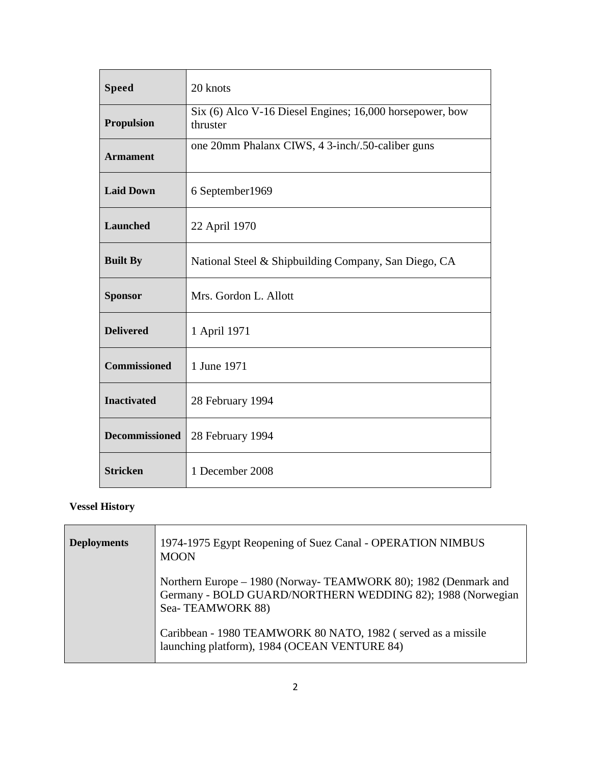| | |
|---|---|
| **Speed** | 20 knots |
| **Propulsion** | Six (6) Alco V-16 Diesel Engines; 16,000 horsepower, bow thruster |
| **Armament** | one 20mm Phalanx CIWS, 4 3-inch/.50-caliber guns |
| **Laid Down** | 6 September1969 |
| **Launched** | 22 April 1970 |
| **Built By** | National Steel & Shipbuilding Company, San Diego, CA |
| **Sponsor** | Mrs. Gordon L. Allott |
| **Delivered** | 1 April 1971 |
| **Commissioned** | 1 June 1971 |
| **Inactivated** | 28 February 1994 |
| **Decommissioned** | 28 February 1994 |
| **Stricken** | 1 December 2008 |

**Vessel History**

| | |
|---|---|
| **Deployments** | 1974-1975 Egypt Reopening of Suez Canal - OPERATION NIMBUS MOON<br><br>Northern Europe – 1980 (Norway- TEAMWORK 80); 1982 (Denmark and Germany - BOLD GUARD/NORTHERN WEDDING 82); 1988 (Norwegian Sea- TEAMWORK 88)<br><br>Caribbean - 1980 TEAMWORK 80 NATO, 1982 ( served as a missile launching platform), 1984 (OCEAN VENTURE 84) |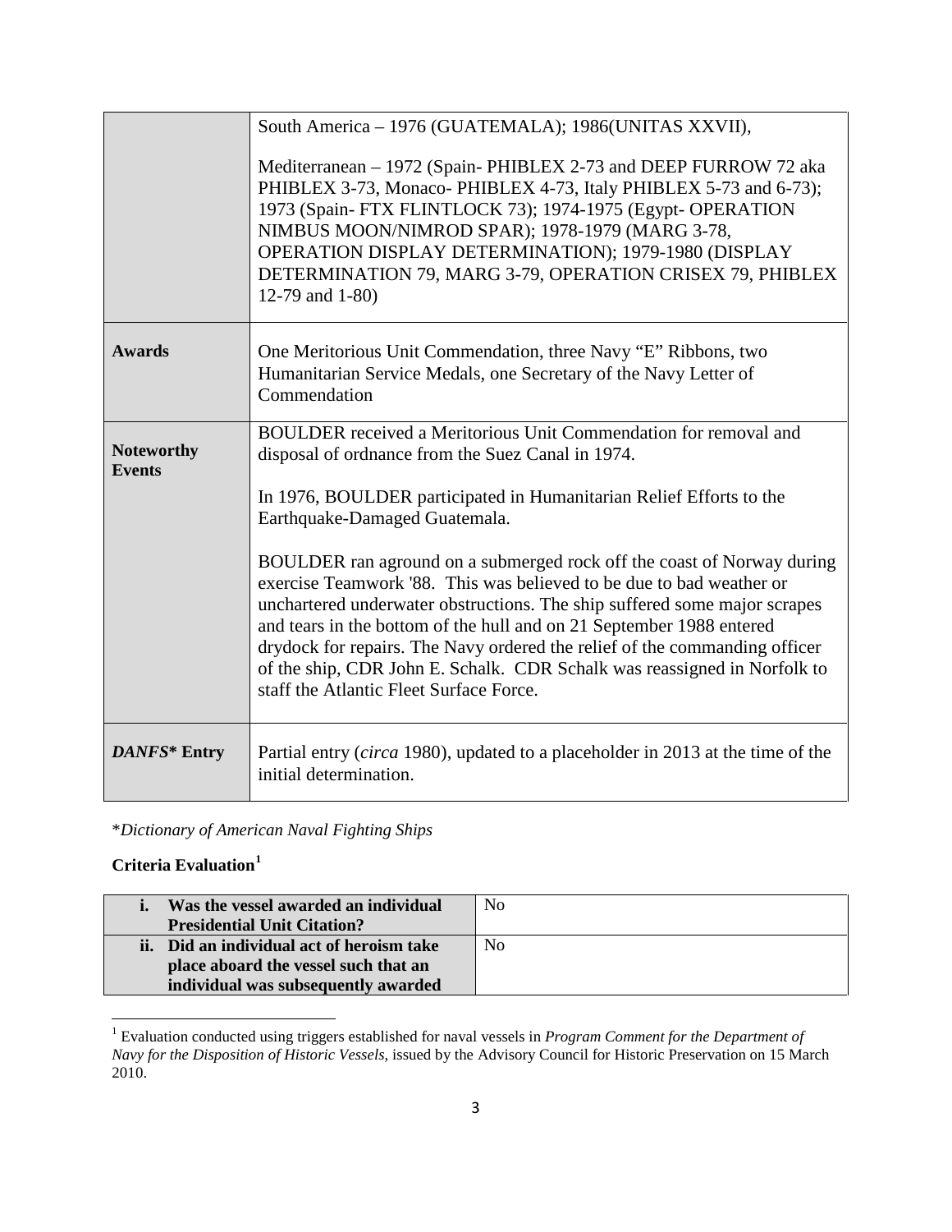| | |
|---|---|
| | South America – 1976 (GUATEMALA); 1986(UNITAS XXVII),<br><br>Mediterranean – 1972 (Spain- PHIBLEX 2-73 and DEEP FURROW 72 aka PHIBLEX 3-73, Monaco- PHIBLEX 4-73, Italy PHIBLEX 5-73 and 6-73); 1973 (Spain- FTX FLINTLOCK 73); 1974-1975 (Egypt- OPERATION NIMBUS MOON/NIMROD SPAR); 1978-1979 (MARG 3-78, OPERATION DISPLAY DETERMINATION); 1979-1980 (DISPLAY DETERMINATION 79, MARG 3-79, OPERATION CRISEX 79, PHIBLEX 12-79 and 1-80) |
| **Awards** | One Meritorious Unit Commendation, three Navy "E" Ribbons, two Humanitarian Service Medals, one Secretary of the Navy Letter of Commendation |
| **Noteworthy Events** | BOULDER received a Meritorious Unit Commendation for removal and disposal of ordnance from the Suez Canal in 1974.<br><br>In 1976, BOULDER participated in Humanitarian Relief Efforts to the Earthquake-Damaged Guatemala.<br><br>BOULDER ran aground on a submerged rock off the coast of Norway during exercise Teamwork '88. This was believed to be due to bad weather or unchartered underwater obstructions. The ship suffered some major scrapes and tears in the bottom of the hull and on 21 September 1988 entered drydock for repairs. The Navy ordered the relief of the commanding officer of the ship, CDR John E. Schalk. CDR Schalk was reassigned in Norfolk to staff the Atlantic Fleet Surface Force. |
| ***DANFS\** Entry** | Partial entry (*circa* 1980), updated to a placeholder in 2013 at the time of the initial determination. |

\**Dictionary of American Naval Fighting Ships*

**Criteria Evaluation**[1]

| | |
|---|---|
| **i. Was the vessel awarded an individual Presidential Unit Citation?** | No |
| **ii. Did an individual act of heroism take place aboard the vessel such that an individual was subsequently awarded** | No |

[1] Evaluation conducted using triggers established for naval vessels in *Program Comment for the Department of Navy for the Disposition of Historic Vessels*, issued by the Advisory Council for Historic Preservation on 15 March 2010.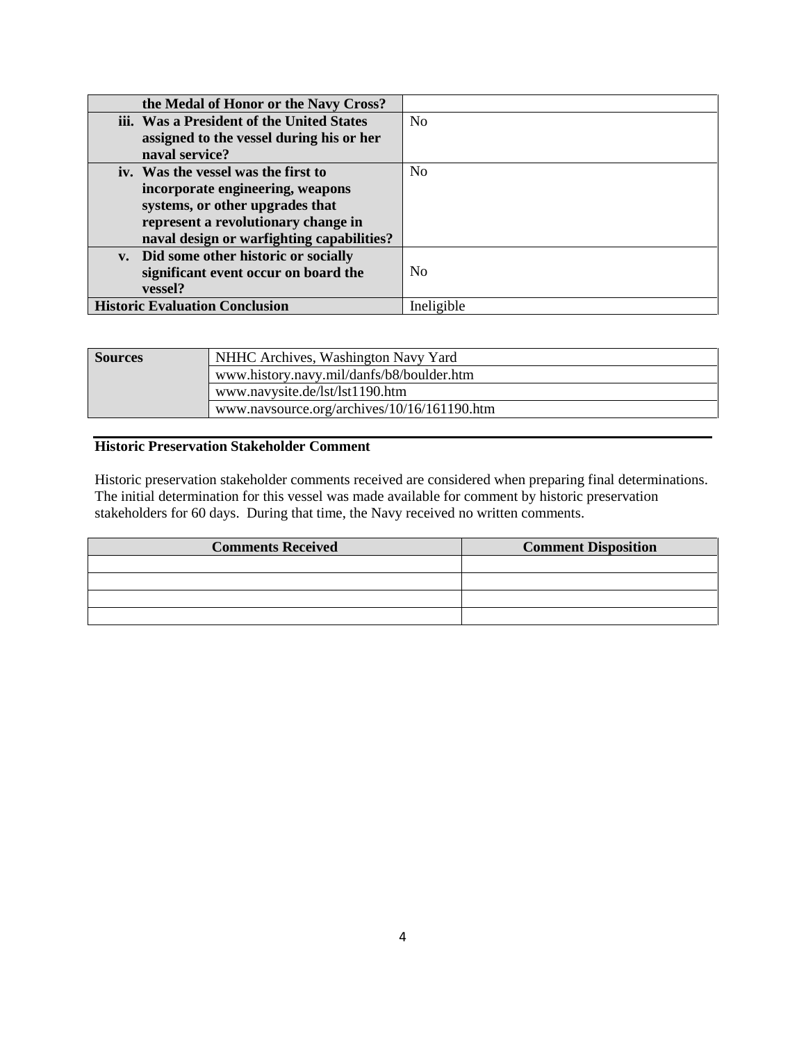| | |
|---|---|
| **the Medal of Honor or the Navy Cross?** | |
| **iii. Was a President of the United States assigned to the vessel during his or her naval service?** | No |
| **iv. Was the vessel was the first to incorporate engineering, weapons systems, or other upgrades that represent a revolutionary change in naval design or warfighting capabilities?** | No |
| **v. Did some other historic or socially significant event occur on board the vessel?** | No |
| **Historic Evaluation Conclusion** | Ineligible |

| | |
|---|---|
| **Sources** | NHHC Archives, Washington Navy Yard |
| | www.history.navy.mil/danfs/b8/boulder.htm |
| | www.navysite.de/lst/lst1190.htm |
| | www.navsource.org/archives/10/16/161190.htm |

## Historic Preservation Stakeholder Comment

Historic preservation stakeholder comments received are considered when preparing final determinations. The initial determination for this vessel was made available for comment by historic preservation stakeholders for 60 days. During that time, the Navy received no written comments.

| Comments Received | Comment Disposition |
|---|---|
| | |
| | |
| | |
| | |